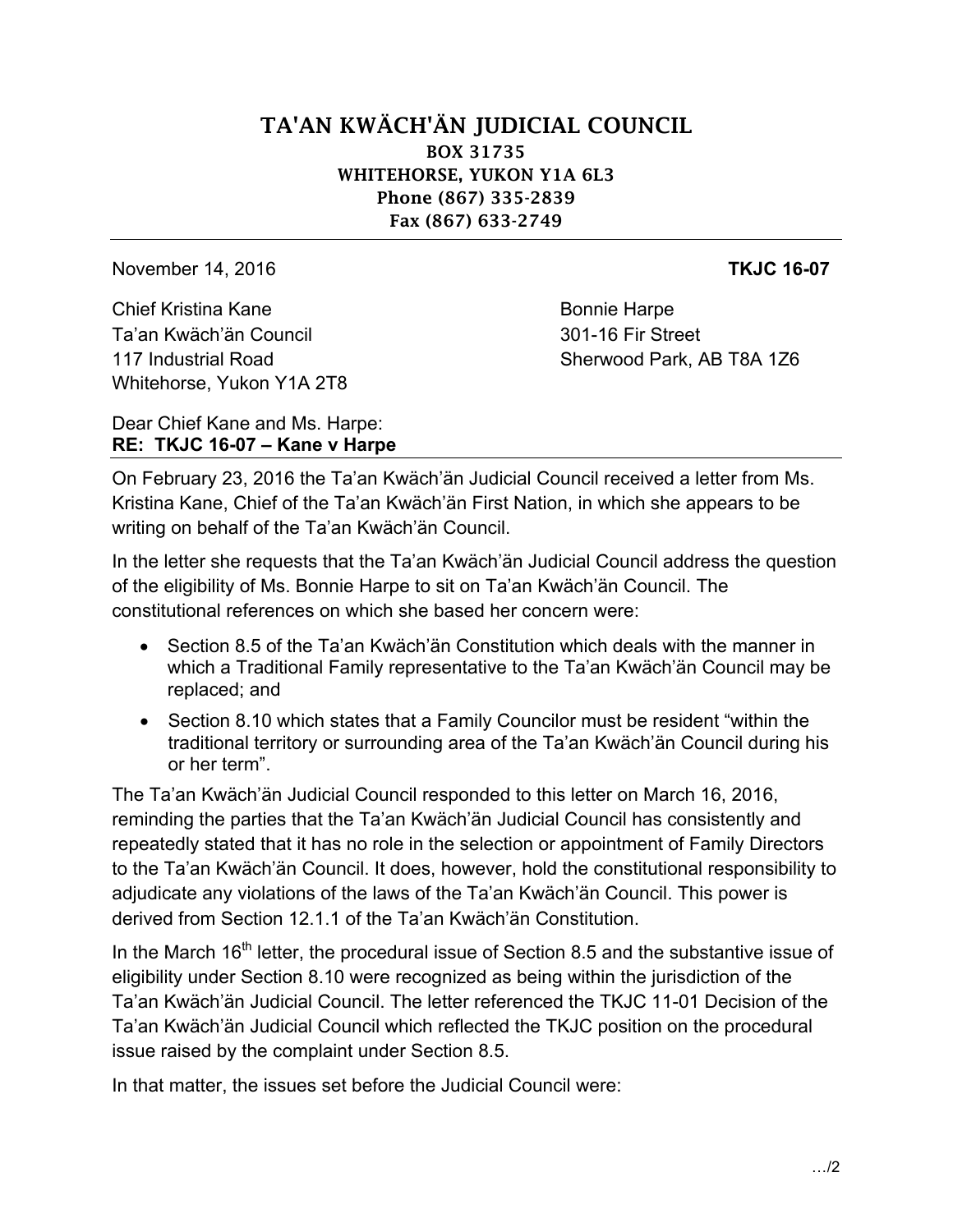# TA'AN KWÄCH'ÄN JUDICIAL COUNCIL

**BOX 31735**
**WHITEHORSE, YUKON Y1A 6L3**
**Phone (867) 335-2839**
**Fax (867) 633-2749**

---

November 14, 2016 **TKJC 16-07**

Chief Kristina Kane
Ta'an Kwäch'än Council
117 Industrial Road
Whitehorse, Yukon Y1A 2T8

Bonnie Harpe
301-16 Fir Street
Sherwood Park, AB T8A 1Z6

Dear Chief Kane and Ms. Harpe:
**RE: TKJC 16-07 – Kane v Harpe**

---

On February 23, 2016 the Ta'an Kwäch'än Judicial Council received a letter from Ms. Kristina Kane, Chief of the Ta'an Kwäch'än First Nation, in which she appears to be writing on behalf of the Ta'an Kwäch'än Council.

In the letter she requests that the Ta'an Kwäch'än Judicial Council address the question of the eligibility of Ms. Bonnie Harpe to sit on Ta'an Kwäch'än Council. The constitutional references on which she based her concern were:

- Section 8.5 of the Ta'an Kwäch'än Constitution which deals with the manner in which a Traditional Family representative to the Ta'an Kwäch'än Council may be replaced; and
- Section 8.10 which states that a Family Councilor must be resident "within the traditional territory or surrounding area of the Ta'an Kwäch'än Council during his or her term".

The Ta'an Kwäch'än Judicial Council responded to this letter on March 16, 2016, reminding the parties that the Ta'an Kwäch'än Judicial Council has consistently and repeatedly stated that it has no role in the selection or appointment of Family Directors to the Ta'an Kwäch'än Council. It does, however, hold the constitutional responsibility to adjudicate any violations of the laws of the Ta'an Kwäch'än Council. This power is derived from Section 12.1.1 of the Ta'an Kwäch'än Constitution.

In the March 16th letter, the procedural issue of Section 8.5 and the substantive issue of eligibility under Section 8.10 were recognized as being within the jurisdiction of the Ta'an Kwäch'än Judicial Council. The letter referenced the TKJC 11-01 Decision of the Ta'an Kwäch'än Judicial Council which reflected the TKJC position on the procedural issue raised by the complaint under Section 8.5.

In that matter, the issues set before the Judicial Council were: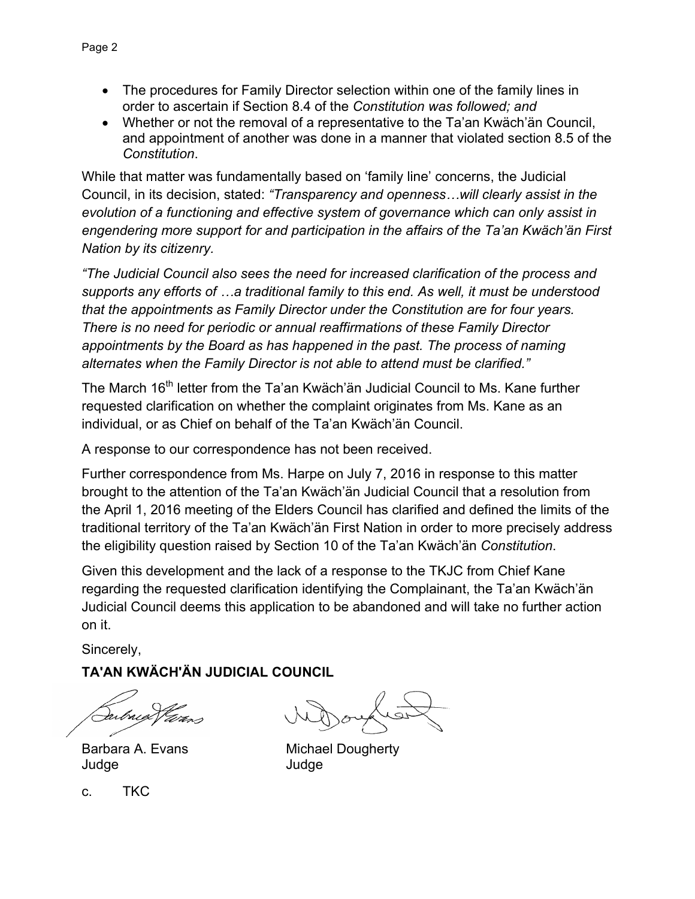- The procedures for Family Director selection within one of the family lines in order to ascertain if Section 8.4 of the *Constitution was followed; and*
- Whether or not the removal of a representative to the Ta'an Kwäch'än Council, and appointment of another was done in a manner that violated section 8.5 of the *Constitution*.

While that matter was fundamentally based on 'family line' concerns, the Judicial Council, in its decision, stated: *"Transparency and openness…will clearly assist in the evolution of a functioning and effective system of governance which can only assist in engendering more support for and participation in the affairs of the Ta'an Kwäch'än First Nation by its citizenry.*

*"The Judicial Council also sees the need for increased clarification of the process and supports any efforts of …a traditional family to this end. As well, it must be understood that the appointments as Family Director under the Constitution are for four years. There is no need for periodic or annual reaffirmations of these Family Director appointments by the Board as has happened in the past. The process of naming alternates when the Family Director is not able to attend must be clarified."*

The March 16th letter from the Ta'an Kwäch'än Judicial Council to Ms. Kane further requested clarification on whether the complaint originates from Ms. Kane as an individual, or as Chief on behalf of the Ta'an Kwäch'än Council.

A response to our correspondence has not been received.

Further correspondence from Ms. Harpe on July 7, 2016 in response to this matter brought to the attention of the Ta'an Kwäch'än Judicial Council that a resolution from the April 1, 2016 meeting of the Elders Council has clarified and defined the limits of the traditional territory of the Ta'an Kwäch'än First Nation in order to more precisely address the eligibility question raised by Section 10 of the Ta'an Kwäch'än *Constitution*.

Given this development and the lack of a response to the TKJC from Chief Kane regarding the requested clarification identifying the Complainant, the Ta'an Kwäch'än Judicial Council deems this application to be abandoned and will take no further action on it.

Sincerely,

**TA'AN KWÄCH'ÄN JUDICIAL COUNCIL**

Barbara A. Evans
Judge

Michael Dougherty
Judge

c. TKC